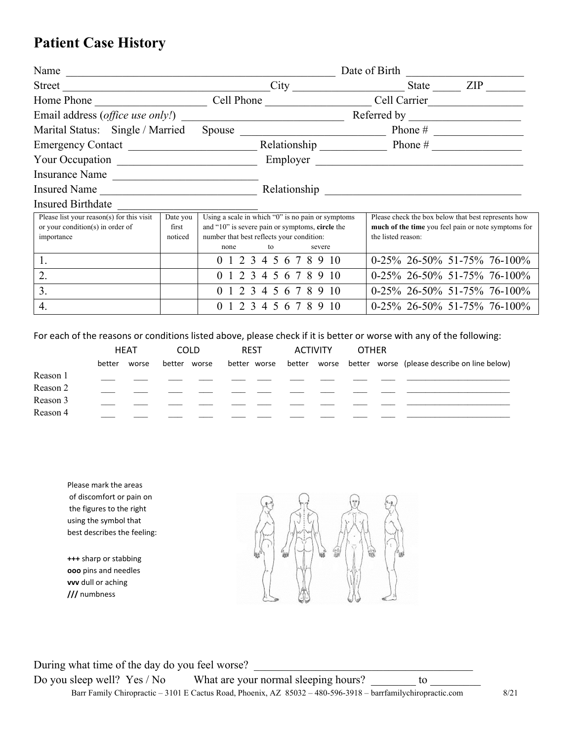# Patient Case History

Name \_\_\_\_\_\_\_\_\_\_\_\_\_\_\_\_\_\_\_\_\_\_\_\_\_\_\_\_\_\_\_\_\_\_\_\_\_\_\_\_\_\_\_\_\_\_\_\_ Date of Birth \_\_\_\_\_\_\_\_\_\_\_\_\_\_\_\_\_\_\_\_

Street \_\_\_\_\_\_\_\_\_\_\_\_\_\_\_\_\_\_\_\_\_\_\_\_\_\_\_\_\_\_\_\_\_\_\_\_\_ City \_\_\_\_\_\_\_\_\_\_\_\_\_\_\_\_\_\_\_\_ State \_\_\_\_\_ ZIP \_\_\_\_\_\_\_

Home Phone \_\_\_\_\_\_\_\_\_\_\_\_\_\_\_\_\_\_\_\_ Cell Phone \_\_\_\_\_\_\_\_\_\_\_\_\_\_\_\_\_\_\_ Cell Carrier \_\_\_\_\_\_\_\_\_\_\_\_\_\_\_\_\_

Email address (*office use only!*) \_\_\_\_\_\_\_\_\_\_\_\_\_\_\_\_\_\_\_\_\_\_\_\_\_\_\_\_ Referred by \_\_\_\_\_\_\_\_\_\_\_\_\_\_\_\_\_\_\_\_

Marital Status: Single / Married Spouse \_\_\_\_\_\_\_\_\_\_\_\_\_\_\_\_\_\_\_\_\_\_\_\_\_\_ Phone # \_\_\_\_\_\_\_\_\_\_\_\_\_\_\_\_

Emergency Contact \_\_\_\_\_\_\_\_\_\_\_\_\_\_\_\_\_\_\_\_\_\_\_ Relationship \_\_\_\_\_\_\_\_\_\_\_\_ Phone # \_\_\_\_\_\_\_\_\_\_\_\_\_\_\_\_

Your Occupation \_\_\_\_\_\_\_\_\_\_\_\_\_\_\_\_\_\_\_\_\_\_\_\_\_ Employer \_\_\_\_\_\_\_\_\_\_\_\_\_\_\_\_\_\_\_\_\_\_\_\_\_\_\_\_\_\_\_\_\_\_\_\_\_\_

Insurance Name \_\_\_\_\_\_\_\_\_\_\_\_\_\_\_\_\_\_\_\_\_\_\_\_\_\_

Insured Name \_\_\_\_\_\_\_\_\_\_\_\_\_\_\_\_\_\_\_\_\_\_\_\_\_\_\_\_\_ Relationship \_\_\_\_\_\_\_\_\_\_\_\_\_\_\_\_\_\_\_\_\_\_\_\_\_\_\_\_\_\_\_\_\_\_\_

Insured Birthdate \_\_\_\_\_\_\_\_\_\_\_\_\_\_\_\_\_\_\_\_\_\_\_

| Please list your reason(s) for this visit or your condition(s) in order of importance | Date you first noticed | Using a scale in which "0" is no pain or symptoms and "10" is severe pain or symptoms, **circle** the number that best reflects your condition: none to severe | Please check the box below that best represents how **much of the time** you feel pain or note symptoms for the listed reason: |
|---|---|---|---|
| 1. | | 0 1 2 3 4 5 6 7 8 9 10 | 0-25% 26-50% 51-75% 76-100% |
| 2. | | 0 1 2 3 4 5 6 7 8 9 10 | 0-25% 26-50% 51-75% 76-100% |
| 3. | | 0 1 2 3 4 5 6 7 8 9 10 | 0-25% 26-50% 51-75% 76-100% |
| 4. | | 0 1 2 3 4 5 6 7 8 9 10 | 0-25% 26-50% 51-75% 76-100% |

For each of the reasons or conditions listed above, please check if it is better or worse with any of the following:

| | HEAT | | COLD | | REST | | ACTIVITY | | OTHER | | |
|---|---|---|---|---|---|---|---|---|---|---|---|
| | better | worse | better | worse | better | worse | better | worse | better | worse | (please describe on line below) |
| Reason 1 | ___ | ___ | ___ | ___ | ___ | ___ | ___ | ___ | ___ | ___ | ______________________ |
| Reason 2 | ___ | ___ | ___ | ___ | ___ | ___ | ___ | ___ | ___ | ___ | ______________________ |
| Reason 3 | ___ | ___ | ___ | ___ | ___ | ___ | ___ | ___ | ___ | ___ | ______________________ |
| Reason 4 | ___ | ___ | ___ | ___ | ___ | ___ | ___ | ___ | ___ | ___ | ______________________ |

Please mark the areas of discomfort or pain on the figures to the right using the symbol that best describes the feeling:

**+++** sharp or stabbing
**ooo** pins and needles
**vvv** dull or aching
**///** numbness

During what time of the day do you feel worse? \_\_\_\_\_\_\_\_\_\_\_\_\_\_\_\_\_\_\_\_\_\_\_\_\_\_\_\_\_\_\_\_\_\_\_\_\_\_\_\_

Do you sleep well? Yes / No What are your normal sleeping hours? \_\_\_\_\_\_\_\_ to \_\_\_\_\_\_\_\_\_

Barr Family Chiropractic – 3101 E Cactus Road, Phoenix, AZ 85032 – 480-596-3918 – barrfamilychiropractic.com 8/21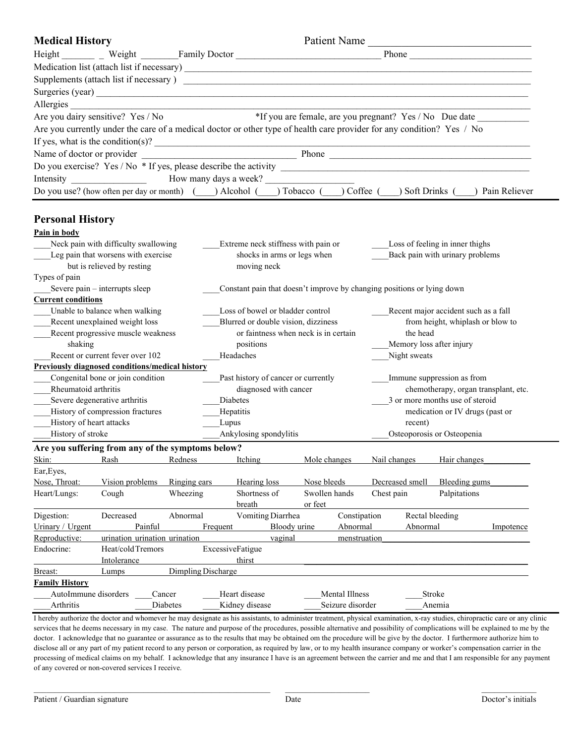## Medical History

Patient Name ______________________________

Height _______ _ Weight ________Family Doctor ______________________________ Phone __________________________

Medication list (attach list if necessary) ______________________________________________________________________

Supplements (attach list if necessary ) ________________________________________________________________________

Surgeries (year) ______________________________________________________________________________________

Allergies ____________________________________________________________________________________________

Are you dairy sensitive? Yes / No *If you are female, are you pregnant? Yes / No Due date ___________

Are you currently under the care of a medical doctor or other type of health care provider for any condition? Yes / No

If yes, what is the condition(s)? _______________________________________________________________________

Name of doctor or provider _________________________________ Phone _____________________________________________

Do you exercise? Yes / No * If yes, please describe the activity _____________________________________________________

Intensity ________________ How many days a week? ___________________

Do you use? (how often per day or month) (____) Alcohol (____) Tobacco (____) Coffee (____) Soft Drinks (____) Pain Reliever

## Personal History

**Pain in body**

____Neck pain with difficulty swallowing

____Leg pain that worsens with exercise but is relieved by resting

____Extreme neck stiffness with pain or shocks in arms or legs when moving neck

____Loss of feeling in inner thighs

____Back pain with urinary problems

Types of pain

____Severe pain – interrupts sleep

____Constant pain that doesn't improve by changing positions or lying down

**Current conditions**

____Unable to balance when walking

____Recent unexplained weight loss

____Recent progressive muscle weakness shaking

____Recent or current fever over 102

____Loss of bowel or bladder control

____Blurred or double vision, dizziness or faintness when neck is in certain positions

____Headaches

____Recent major accident such as a fall from height, whiplash or blow to the head

____Memory loss after injury

____Night sweats

**Previously diagnosed conditions/medical history**

____Congenital bone or join condition

____Rheumatoid arthritis

____Severe degenerative arthritis

____History of compression fractures

____History of heart attacks

____History of stroke

____Past history of cancer or currently diagnosed with cancer

____Diabetes

____Hepatitis

____Lupus

____Ankylosing spondylitis

____Immune suppression as from chemotherapy, organ transplant, etc.

____3 or more months use of steroid medication or IV drugs (past or recent)

____Osteoporosis or Osteopenia

**Are you suffering from any of the symptoms below?**

| | | | | | | |
|---|---|---|---|---|---|---|
| Skin: | Rash | Redness | Itching | Mole changes | Nail changes | Hair changes |
| Ear,Eyes, Nose, Throat: | Vision problems | Ringing ears | Hearing loss | Nose bleeds | Decreased smell | Bleeding gums |
| Heart/Lungs: | Cough | Wheezing | Shortness of breath | Swollen hands or feet | Chest pain | Palpitations |
| Digestion: | Decreased | Abnormal | Vomiting Diarrhea | Constipation | Rectal bleeding | |
| Urinary / Urgent Reproductive: | Painful urination | Frequent urination | Bloody urine | Abnormal vaginal | Abnormal menstruation | Impotence |
| Endocrine: | Heat/cold Intolerance | Tremors | Excessive thirst | Fatigue | | |
| Breast: | Lumps | Dimpling | Discharge | | | |

**Family History**

____AutoImmune disorders ____Cancer ____Heart disease ____Mental Illness ____Stroke

____Arthritis ____Diabetes ____Kidney disease ____Seizure disorder ____Anemia

I hereby authorize the doctor and whomever he may designate as his assistants, to administer treatment, physical examination, x-ray studies, chiropractic care or any clinic services that he deems necessary in my case. The nature and purpose of the procedures, possible alternative and possibility of complications will be explained to me by the doctor. I acknowledge that no guarantee or assurance as to the results that may be obtained om the procedure will be give by the doctor. I furthermore authorize him to disclose all or any part of my patient record to any person or corporation, as required by law, or to my health insurance company or worker's compensation carrier in the processing of medical claims on my behalf. I acknowledge that any insurance I have is an agreement between the carrier and me and that I am responsible for any payment of any covered or non-covered services I receive.

_____________________________________________ ____________________ ____________

Patient / Guardian signature Date Doctor's initials